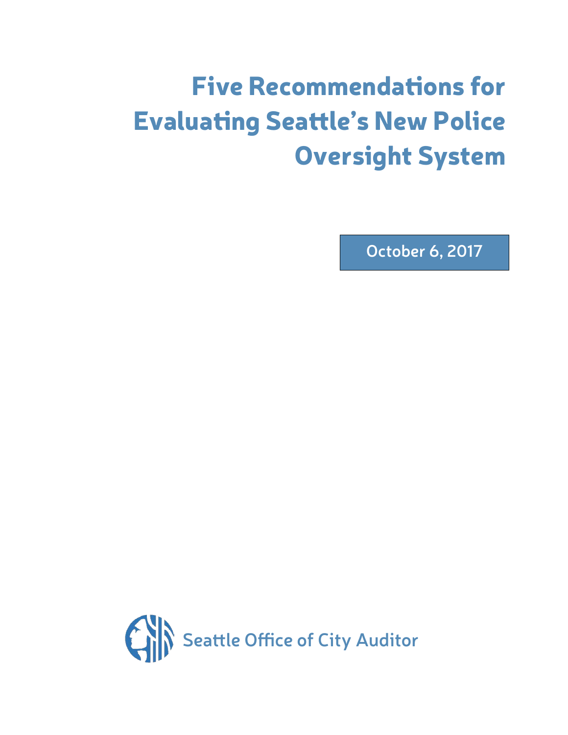# Five Recommendations for Evaluating Seattle's New Police Oversight System

October 6, 2017

Seattle Office of City Auditor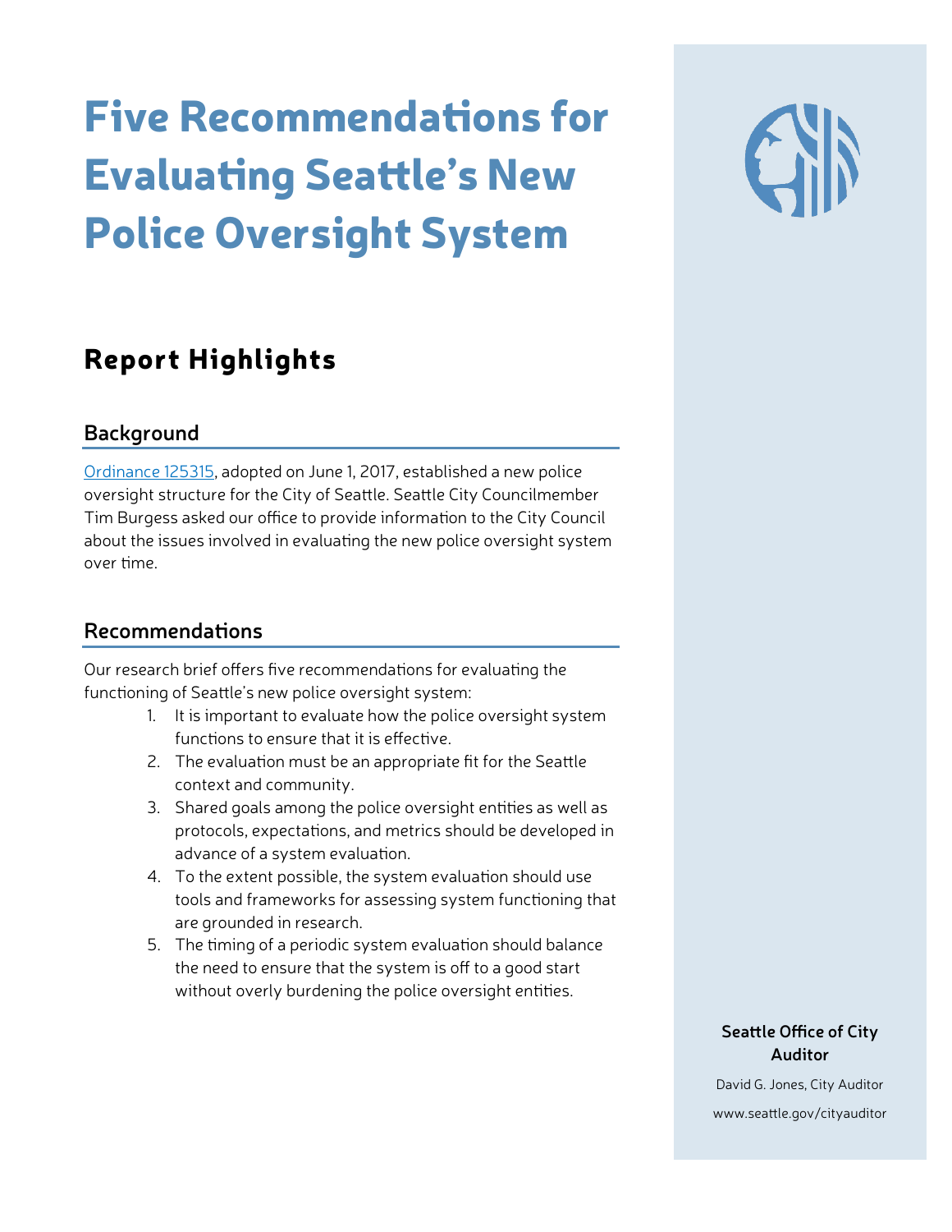# Five Recommendations for Evaluating Seattle's New Police Oversight System

## Report Highlights

### Background

Ordinance 125315, adopted on June 1, 2017, established a new police oversight structure for the City of Seattle. Seattle City Councilmember Tim Burgess asked our office to provide information to the City Council about the issues involved in evaluating the new police oversight system over time.

### Recommendations

Our research brief offers five recommendations for evaluating the functioning of Seattle's new police oversight system:

1. It is important to evaluate how the police oversight system functions to ensure that it is effective.
2. The evaluation must be an appropriate fit for the Seattle context and community.
3. Shared goals among the police oversight entities as well as protocols, expectations, and metrics should be developed in advance of a system evaluation.
4. To the extent possible, the system evaluation should use tools and frameworks for assessing system functioning that are grounded in research.
5. The timing of a periodic system evaluation should balance the need to ensure that the system is off to a good start without overly burdening the police oversight entities.

**Seattle Office of City Auditor**

David G. Jones, City Auditor

www.seattle.gov/cityauditor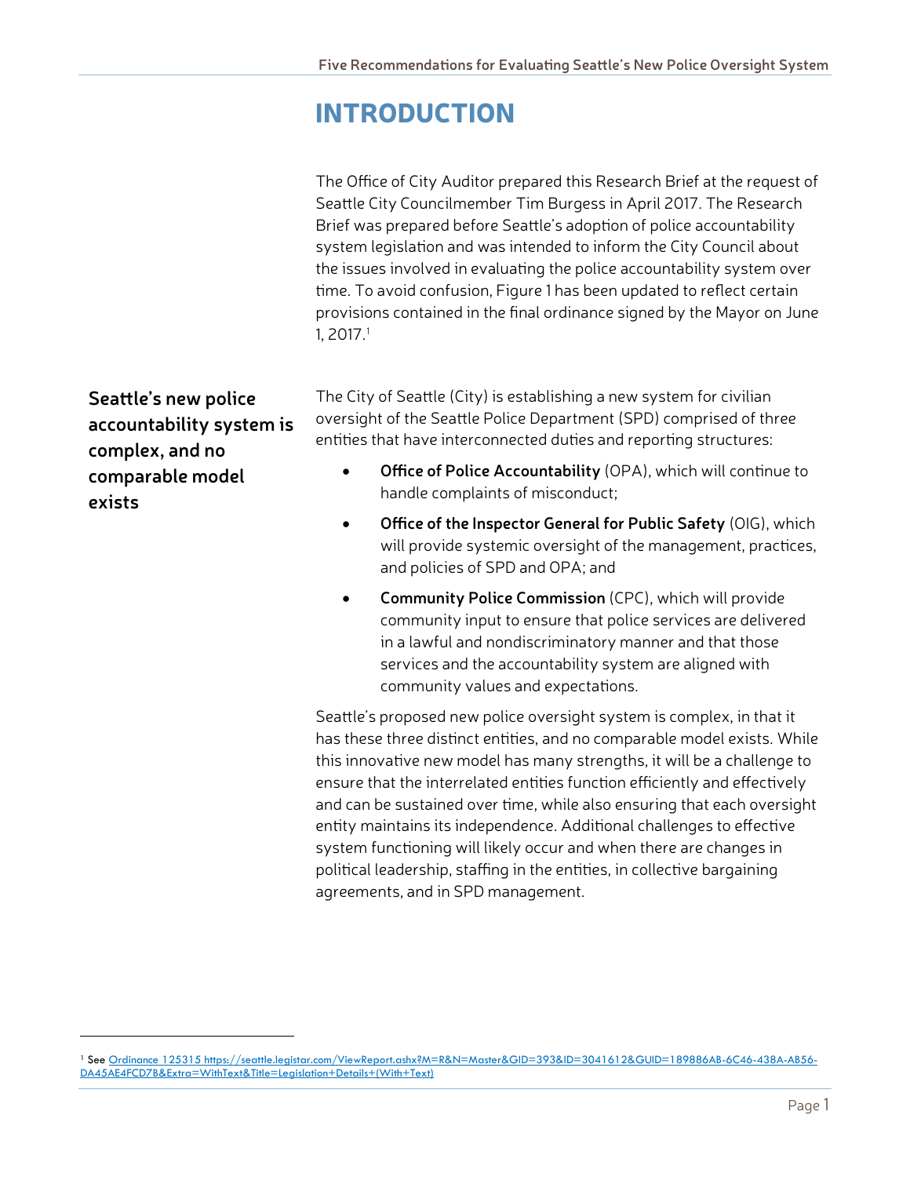# INTRODUCTION

The Office of City Auditor prepared this Research Brief at the request of Seattle City Councilmember Tim Burgess in April 2017. The Research Brief was prepared before Seattle's adoption of police accountability system legislation and was intended to inform the City Council about the issues involved in evaluating the police accountability system over time. To avoid confusion, Figure 1 has been updated to reflect certain provisions contained in the final ordinance signed by the Mayor on June 1, 2017.[1]

## Seattle's new police accountability system is complex, and no comparable model exists

The City of Seattle (City) is establishing a new system for civilian oversight of the Seattle Police Department (SPD) comprised of three entities that have interconnected duties and reporting structures:

- **Office of Police Accountability** (OPA), which will continue to handle complaints of misconduct;
- **Office of the Inspector General for Public Safety** (OIG), which will provide systemic oversight of the management, practices, and policies of SPD and OPA; and
- **Community Police Commission** (CPC), which will provide community input to ensure that police services are delivered in a lawful and nondiscriminatory manner and that those services and the accountability system are aligned with community values and expectations.

Seattle's proposed new police oversight system is complex, in that it has these three distinct entities, and no comparable model exists. While this innovative new model has many strengths, it will be a challenge to ensure that the interrelated entities function efficiently and effectively and can be sustained over time, while also ensuring that each oversight entity maintains its independence. Additional challenges to effective system functioning will likely occur and when there are changes in political leadership, staffing in the entities, in collective bargaining agreements, and in SPD management.

---

[1] See Ordinance 125315 https://seattle.legistar.com/ViewReport.ashx?M=R&N=Master&GID=393&ID=3041612&GUID=189886AB-6C46-438A-AB56-DA45AE4FCD7B&Extra=WithText&Title=Legislation+Details+(With+Text)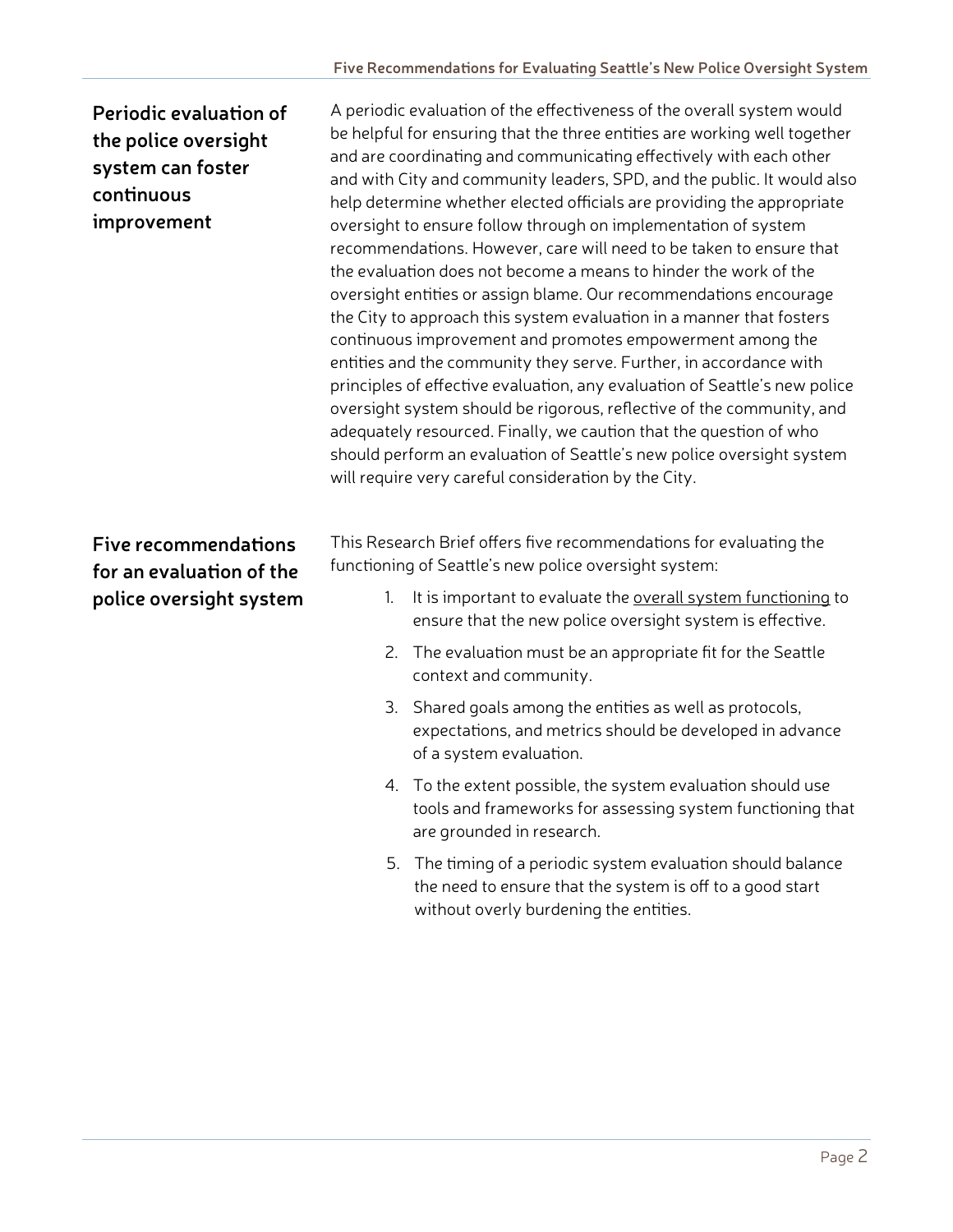## Periodic evaluation of the police oversight system can foster continuous improvement

A periodic evaluation of the effectiveness of the overall system would be helpful for ensuring that the three entities are working well together and are coordinating and communicating effectively with each other and with City and community leaders, SPD, and the public. It would also help determine whether elected officials are providing the appropriate oversight to ensure follow through on implementation of system recommendations. However, care will need to be taken to ensure that the evaluation does not become a means to hinder the work of the oversight entities or assign blame. Our recommendations encourage the City to approach this system evaluation in a manner that fosters continuous improvement and promotes empowerment among the entities and the community they serve. Further, in accordance with principles of effective evaluation, any evaluation of Seattle's new police oversight system should be rigorous, reflective of the community, and adequately resourced. Finally, we caution that the question of who should perform an evaluation of Seattle's new police oversight system will require very careful consideration by the City.

## Five recommendations for an evaluation of the police oversight system

This Research Brief offers five recommendations for evaluating the functioning of Seattle's new police oversight system:

1. It is important to evaluate the <u>overall system functioning</u> to ensure that the new police oversight system is effective.
2. The evaluation must be an appropriate fit for the Seattle context and community.
3. Shared goals among the entities as well as protocols, expectations, and metrics should be developed in advance of a system evaluation.
4. To the extent possible, the system evaluation should use tools and frameworks for assessing system functioning that are grounded in research.
5. The timing of a periodic system evaluation should balance the need to ensure that the system is off to a good start without overly burdening the entities.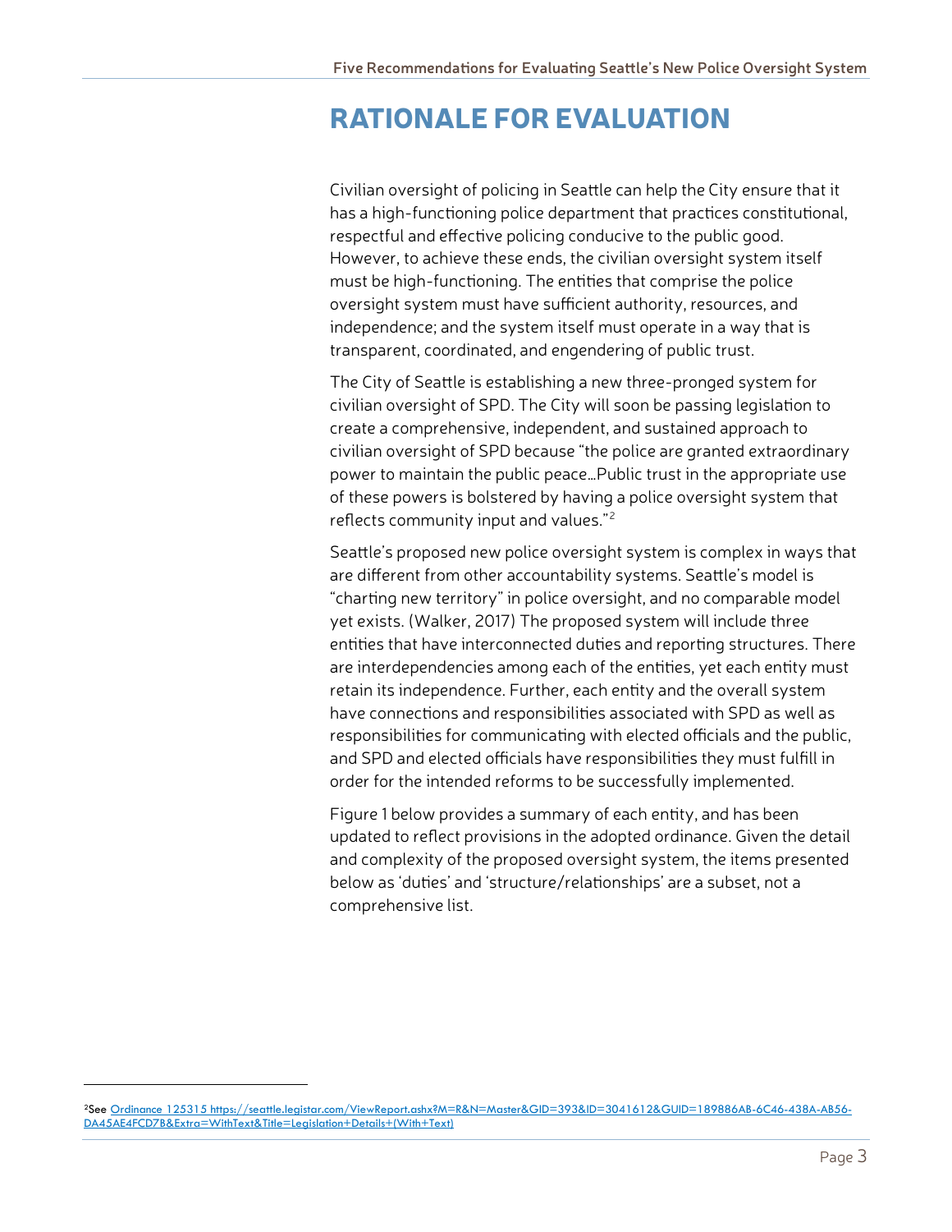# RATIONALE FOR EVALUATION

Civilian oversight of policing in Seattle can help the City ensure that it has a high-functioning police department that practices constitutional, respectful and effective policing conducive to the public good. However, to achieve these ends, the civilian oversight system itself must be high-functioning. The entities that comprise the police oversight system must have sufficient authority, resources, and independence; and the system itself must operate in a way that is transparent, coordinated, and engendering of public trust.

The City of Seattle is establishing a new three-pronged system for civilian oversight of SPD. The City will soon be passing legislation to create a comprehensive, independent, and sustained approach to civilian oversight of SPD because "the police are granted extraordinary power to maintain the public peace…Public trust in the appropriate use of these powers is bolstered by having a police oversight system that reflects community input and values."[2]

Seattle's proposed new police oversight system is complex in ways that are different from other accountability systems. Seattle's model is "charting new territory" in police oversight, and no comparable model yet exists. (Walker, 2017) The proposed system will include three entities that have interconnected duties and reporting structures. There are interdependencies among each of the entities, yet each entity must retain its independence. Further, each entity and the overall system have connections and responsibilities associated with SPD as well as responsibilities for communicating with elected officials and the public, and SPD and elected officials have responsibilities they must fulfill in order for the intended reforms to be successfully implemented.

Figure 1 below provides a summary of each entity, and has been updated to reflect provisions in the adopted ordinance. Given the detail and complexity of the proposed oversight system, the items presented below as 'duties' and 'structure/relationships' are a subset, not a comprehensive list.

---

[2] See Ordinance 125315 https://seattle.legistar.com/ViewReport.ashx?M=R&N=Master&GID=393&ID=3041612&GUID=189886AB-6C46-438A-AB56-DA45AE4FCD7B&Extra=WithText&Title=Legislation+Details+(With+Text)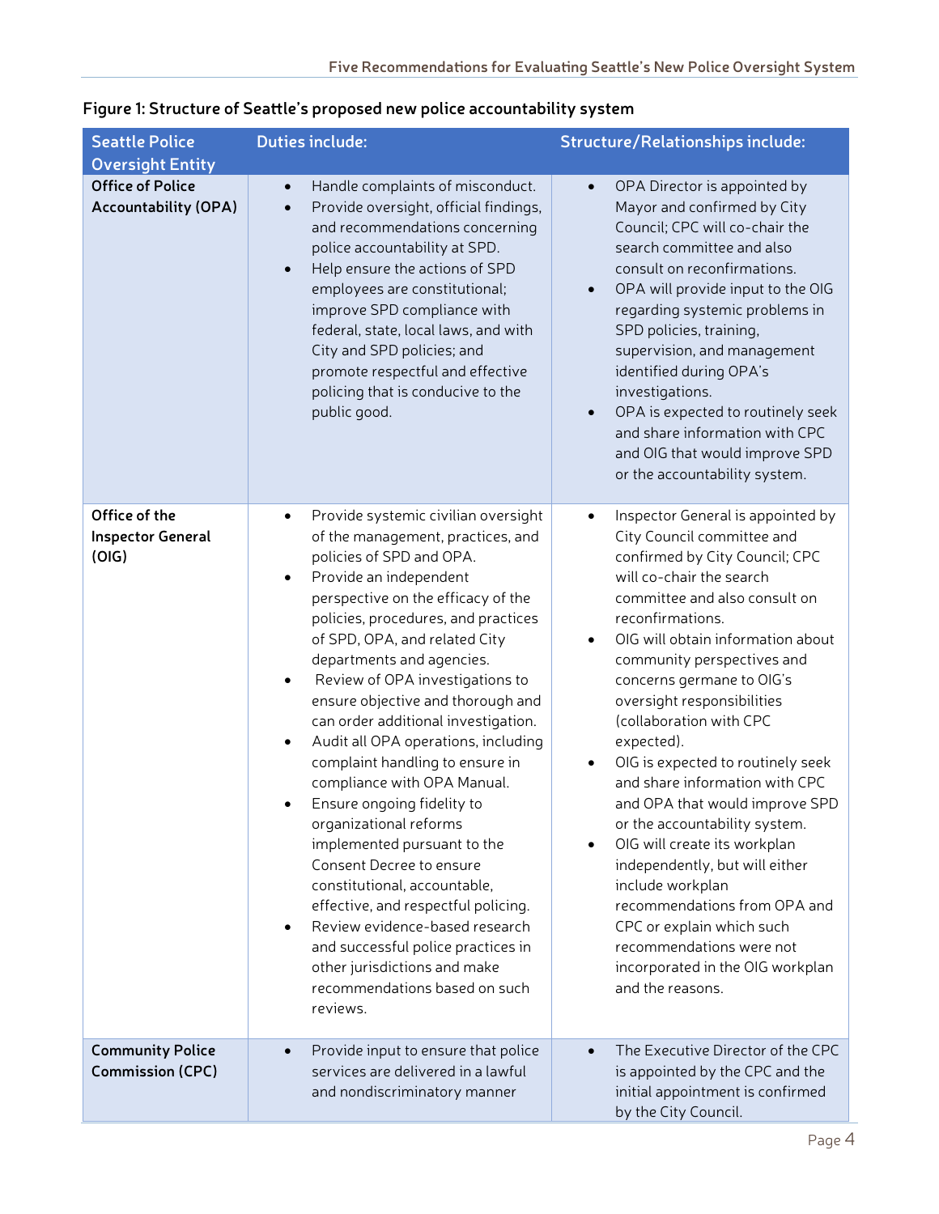**Figure 1: Structure of Seattle's proposed new police accountability system**

| Seattle Police Oversight Entity | Duties include: | Structure/Relationships include: |
|---|---|---|
| **Office of Police Accountability (OPA)** | • Handle complaints of misconduct.<br>• Provide oversight, official findings, and recommendations concerning police accountability at SPD.<br>• Help ensure the actions of SPD employees are constitutional; improve SPD compliance with federal, state, local laws, and with City and SPD policies; and promote respectful and effective policing that is conducive to the public good. | • OPA Director is appointed by Mayor and confirmed by City Council; CPC will co-chair the search committee and also consult on reconfirmations.<br>• OPA will provide input to the OIG regarding systemic problems in SPD policies, training, supervision, and management identified during OPA's investigations.<br>• OPA is expected to routinely seek and share information with CPC and OIG that would improve SPD or the accountability system. |
| **Office of the Inspector General (OIG)** | • Provide systemic civilian oversight of the management, practices, and policies of SPD and OPA.<br>• Provide an independent perspective on the efficacy of the policies, procedures, and practices of SPD, OPA, and related City departments and agencies.<br>• Review of OPA investigations to ensure objective and thorough and can order additional investigation.<br>• Audit all OPA operations, including complaint handling to ensure in compliance with OPA Manual.<br>• Ensure ongoing fidelity to organizational reforms implemented pursuant to the Consent Decree to ensure constitutional, accountable, effective, and respectful policing.<br>• Review evidence-based research and successful police practices in other jurisdictions and make recommendations based on such reviews. | • Inspector General is appointed by City Council committee and confirmed by City Council; CPC will co-chair the search committee and also consult on reconfirmations.<br>• OIG will obtain information about community perspectives and concerns germane to OIG's oversight responsibilities (collaboration with CPC expected).<br>• OIG is expected to routinely seek and share information with CPC and OPA that would improve SPD or the accountability system.<br>• OIG will create its workplan independently, but will either include workplan recommendations from OPA and CPC or explain which such recommendations were not incorporated in the OIG workplan and the reasons. |
| **Community Police Commission (CPC)** | • Provide input to ensure that police services are delivered in a lawful and nondiscriminatory manner | • The Executive Director of the CPC is appointed by the CPC and the initial appointment is confirmed by the City Council. |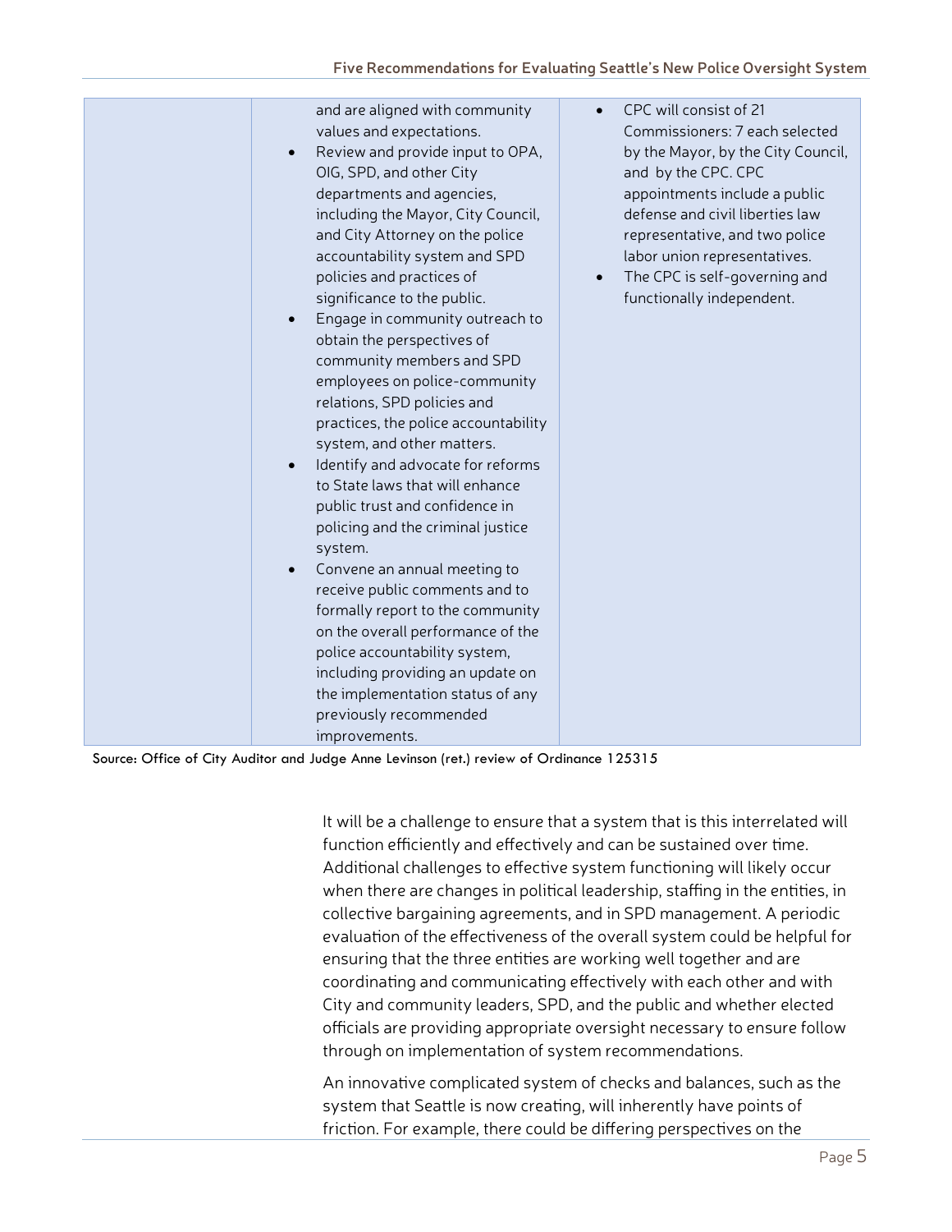| | | |
|---|---|---|
| | and are aligned with community values and expectations.<br>• Review and provide input to OPA, OIG, SPD, and other City departments and agencies, including the Mayor, City Council, and City Attorney on the police accountability system and SPD policies and practices of significance to the public.<br>• Engage in community outreach to obtain the perspectives of community members and SPD employees on police-community relations, SPD policies and practices, the police accountability system, and other matters.<br>• Identify and advocate for reforms to State laws that will enhance public trust and confidence in policing and the criminal justice system.<br>• Convene an annual meeting to receive public comments and to formally report to the community on the overall performance of the police accountability system, including providing an update on the implementation status of any previously recommended improvements. | • CPC will consist of 21 Commissioners: 7 each selected by the Mayor, by the City Council, and by the CPC. CPC appointments include a public defense and civil liberties law representative, and two police labor union representatives.<br>• The CPC is self-governing and functionally independent. |

Source: Office of City Auditor and Judge Anne Levinson (ret.) review of Ordinance 125315

It will be a challenge to ensure that a system that is this interrelated will function efficiently and effectively and can be sustained over time. Additional challenges to effective system functioning will likely occur when there are changes in political leadership, staffing in the entities, in collective bargaining agreements, and in SPD management. A periodic evaluation of the effectiveness of the overall system could be helpful for ensuring that the three entities are working well together and are coordinating and communicating effectively with each other and with City and community leaders, SPD, and the public and whether elected officials are providing appropriate oversight necessary to ensure follow through on implementation of system recommendations.

An innovative complicated system of checks and balances, such as the system that Seattle is now creating, will inherently have points of friction. For example, there could be differing perspectives on the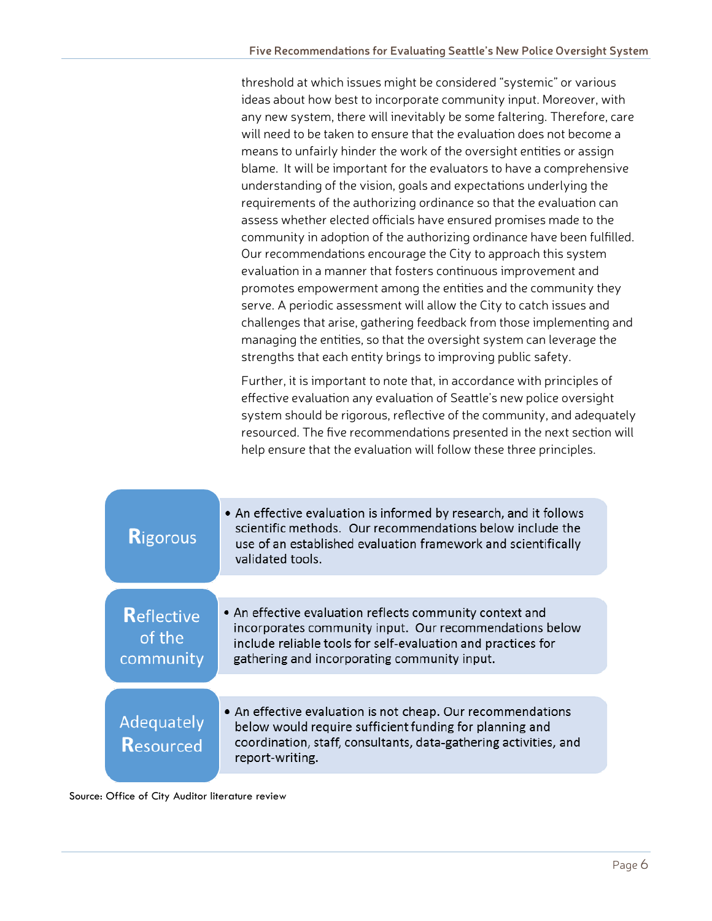threshold at which issues might be considered "systemic" or various ideas about how best to incorporate community input. Moreover, with any new system, there will inevitably be some faltering. Therefore, care will need to be taken to ensure that the evaluation does not become a means to unfairly hinder the work of the oversight entities or assign blame. It will be important for the evaluators to have a comprehensive understanding of the vision, goals and expectations underlying the requirements of the authorizing ordinance so that the evaluation can assess whether elected officials have ensured promises made to the community in adoption of the authorizing ordinance have been fulfilled. Our recommendations encourage the City to approach this system evaluation in a manner that fosters continuous improvement and promotes empowerment among the entities and the community they serve. A periodic assessment will allow the City to catch issues and challenges that arise, gathering feedback from those implementing and managing the entities, so that the oversight system can leverage the strengths that each entity brings to improving public safety.

Further, it is important to note that, in accordance with principles of effective evaluation any evaluation of Seattle's new police oversight system should be rigorous, reflective of the community, and adequately resourced. The five recommendations presented in the next section will help ensure that the evaluation will follow these three principles.

| Principle | Description |
| --- | --- |
| **Rigorous** | An effective evaluation is informed by research, and it follows scientific methods. Our recommendations below include the use of an established evaluation framework and scientifically validated tools. |
| **Reflective of the community** | An effective evaluation reflects community context and incorporates community input. Our recommendations below include reliable tools for self-evaluation and practices for gathering and incorporating community input. |
| **Adequately Resourced** | An effective evaluation is not cheap. Our recommendations below would require sufficient funding for planning and coordination, staff, consultants, data-gathering activities, and report-writing. |

Source: Office of City Auditor literature review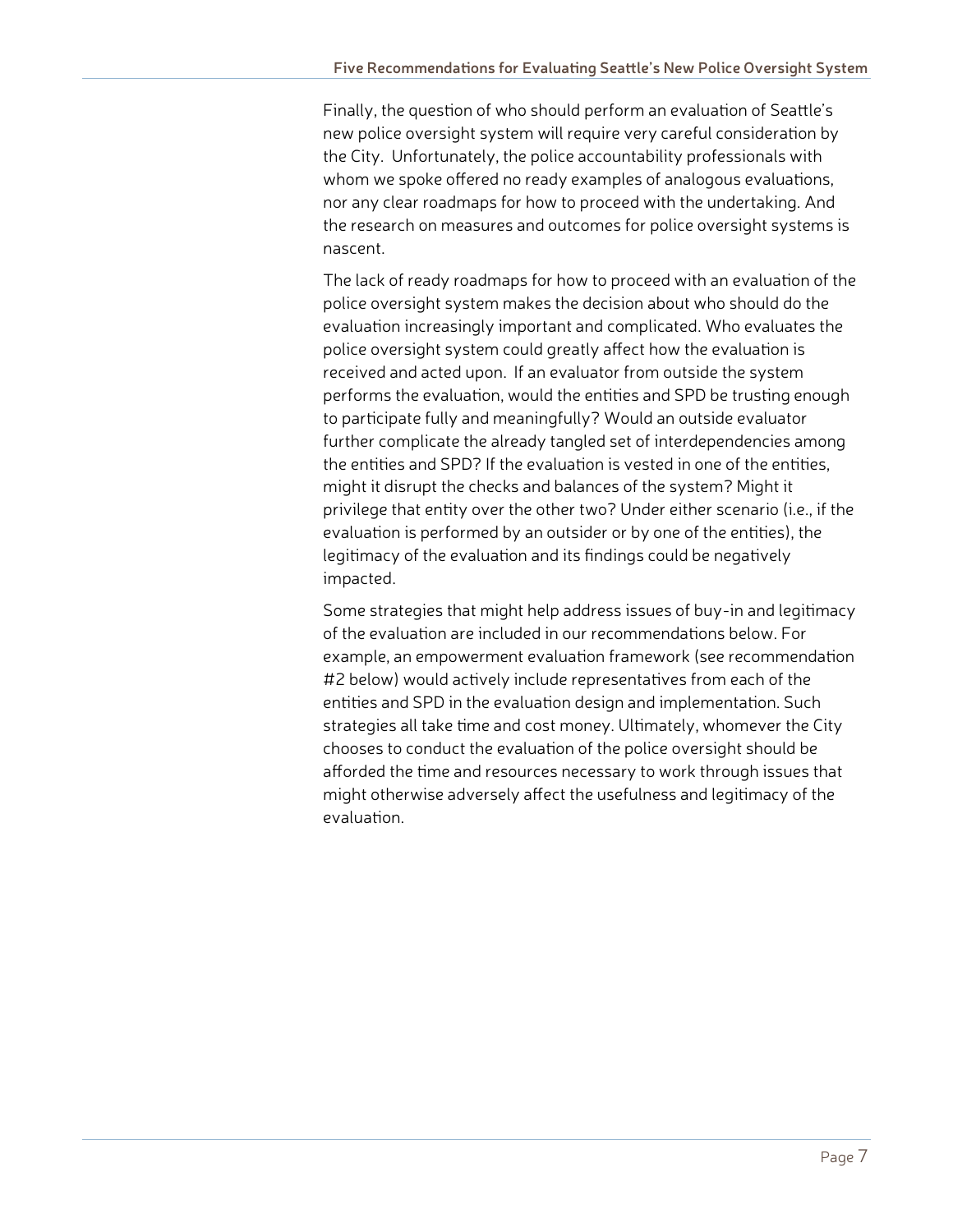Finally, the question of who should perform an evaluation of Seattle's new police oversight system will require very careful consideration by the City. Unfortunately, the police accountability professionals with whom we spoke offered no ready examples of analogous evaluations, nor any clear roadmaps for how to proceed with the undertaking. And the research on measures and outcomes for police oversight systems is nascent.

The lack of ready roadmaps for how to proceed with an evaluation of the police oversight system makes the decision about who should do the evaluation increasingly important and complicated. Who evaluates the police oversight system could greatly affect how the evaluation is received and acted upon. If an evaluator from outside the system performs the evaluation, would the entities and SPD be trusting enough to participate fully and meaningfully? Would an outside evaluator further complicate the already tangled set of interdependencies among the entities and SPD? If the evaluation is vested in one of the entities, might it disrupt the checks and balances of the system? Might it privilege that entity over the other two? Under either scenario (i.e., if the evaluation is performed by an outsider or by one of the entities), the legitimacy of the evaluation and its findings could be negatively impacted.

Some strategies that might help address issues of buy-in and legitimacy of the evaluation are included in our recommendations below. For example, an empowerment evaluation framework (see recommendation #2 below) would actively include representatives from each of the entities and SPD in the evaluation design and implementation. Such strategies all take time and cost money. Ultimately, whomever the City chooses to conduct the evaluation of the police oversight should be afforded the time and resources necessary to work through issues that might otherwise adversely affect the usefulness and legitimacy of the evaluation.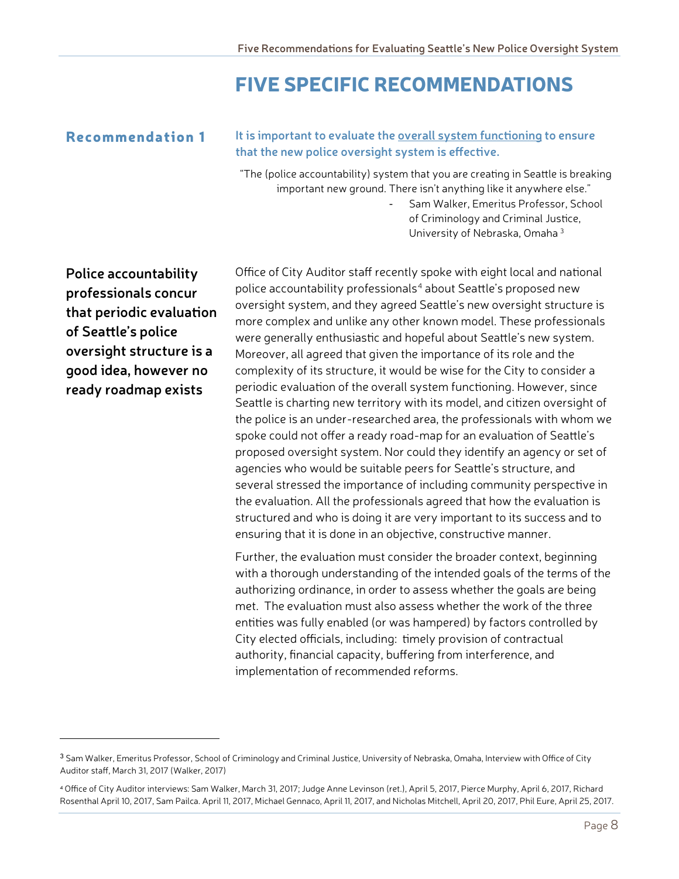# FIVE SPECIFIC RECOMMENDATIONS

## Recommendation 1

**It is important to evaluate the overall system functioning to ensure that the new police oversight system is effective.**

"The (police accountability) system that you are creating in Seattle is breaking important new ground. There isn't anything like it anywhere else."

- Sam Walker, Emeritus Professor, School of Criminology and Criminal Justice, University of Nebraska, Omaha [3]

**Police accountability professionals concur that periodic evaluation of Seattle's police oversight structure is a good idea, however no ready roadmap exists**

Office of City Auditor staff recently spoke with eight local and national police accountability professionals[4] about Seattle's proposed new oversight system, and they agreed Seattle's new oversight structure is more complex and unlike any other known model. These professionals were generally enthusiastic and hopeful about Seattle's new system. Moreover, all agreed that given the importance of its role and the complexity of its structure, it would be wise for the City to consider a periodic evaluation of the overall system functioning. However, since Seattle is charting new territory with its model, and citizen oversight of the police is an under-researched area, the professionals with whom we spoke could not offer a ready road-map for an evaluation of Seattle's proposed oversight system. Nor could they identify an agency or set of agencies who would be suitable peers for Seattle's structure, and several stressed the importance of including community perspective in the evaluation. All the professionals agreed that how the evaluation is structured and who is doing it are very important to its success and to ensuring that it is done in an objective, constructive manner.

Further, the evaluation must consider the broader context, beginning with a thorough understanding of the intended goals of the terms of the authorizing ordinance, in order to assess whether the goals are being met. The evaluation must also assess whether the work of the three entities was fully enabled (or was hampered) by factors controlled by City elected officials, including: timely provision of contractual authority, financial capacity, buffering from interference, and implementation of recommended reforms.

---

[3] Sam Walker, Emeritus Professor, School of Criminology and Criminal Justice, University of Nebraska, Omaha, Interview with Office of City Auditor staff, March 31, 2017 (Walker, 2017)

[4] Office of City Auditor interviews: Sam Walker, March 31, 2017; Judge Anne Levinson (ret.), April 5, 2017, Pierce Murphy, April 6, 2017, Richard Rosenthal April 10, 2017, Sam Pailca. April 11, 2017, Michael Gennaco, April 11, 2017, and Nicholas Mitchell, April 20, 2017, Phil Eure, April 25, 2017.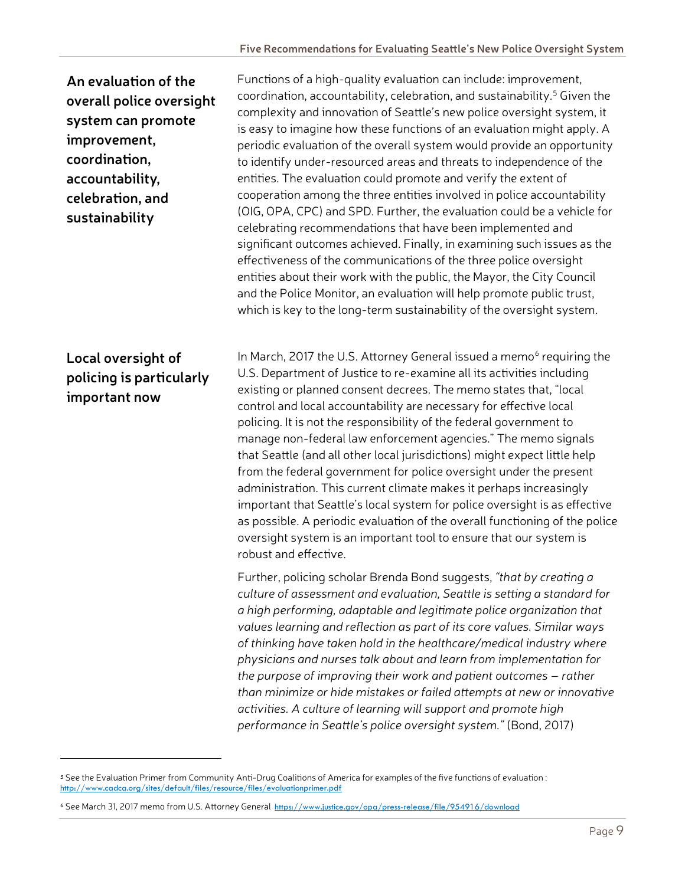### An evaluation of the overall police oversight system can promote improvement, coordination, accountability, celebration, and sustainability

Functions of a high-quality evaluation can include: improvement, coordination, accountability, celebration, and sustainability.[5] Given the complexity and innovation of Seattle's new police oversight system, it is easy to imagine how these functions of an evaluation might apply. A periodic evaluation of the overall system would provide an opportunity to identify under-resourced areas and threats to independence of the entities. The evaluation could promote and verify the extent of cooperation among the three entities involved in police accountability (OIG, OPA, CPC) and SPD. Further, the evaluation could be a vehicle for celebrating recommendations that have been implemented and significant outcomes achieved. Finally, in examining such issues as the effectiveness of the communications of the three police oversight entities about their work with the public, the Mayor, the City Council and the Police Monitor, an evaluation will help promote public trust, which is key to the long-term sustainability of the oversight system.

### Local oversight of policing is particularly important now

In March, 2017 the U.S. Attorney General issued a memo[6] requiring the U.S. Department of Justice to re-examine all its activities including existing or planned consent decrees. The memo states that, "local control and local accountability are necessary for effective local policing. It is not the responsibility of the federal government to manage non-federal law enforcement agencies." The memo signals that Seattle (and all other local jurisdictions) might expect little help from the federal government for police oversight under the present administration. This current climate makes it perhaps increasingly important that Seattle's local system for police oversight is as effective as possible. A periodic evaluation of the overall functioning of the police oversight system is an important tool to ensure that our system is robust and effective.

Further, policing scholar Brenda Bond suggests, *"that by creating a culture of assessment and evaluation, Seattle is setting a standard for a high performing, adaptable and legitimate police organization that values learning and reflection as part of its core values. Similar ways of thinking have taken hold in the healthcare/medical industry where physicians and nurses talk about and learn from implementation for the purpose of improving their work and patient outcomes – rather than minimize or hide mistakes or failed attempts at new or innovative activities. A culture of learning will support and promote high performance in Seattle's police oversight system."* (Bond, 2017)

---

[5] See the Evaluation Primer from Community Anti-Drug Coalitions of America for examples of the five functions of evaluation : http://www.cadca.org/sites/default/files/resource/files/evaluationprimer.pdf

[6] See March 31, 2017 memo from U.S. Attorney General https://www.justice.gov/opa/press-release/file/954916/download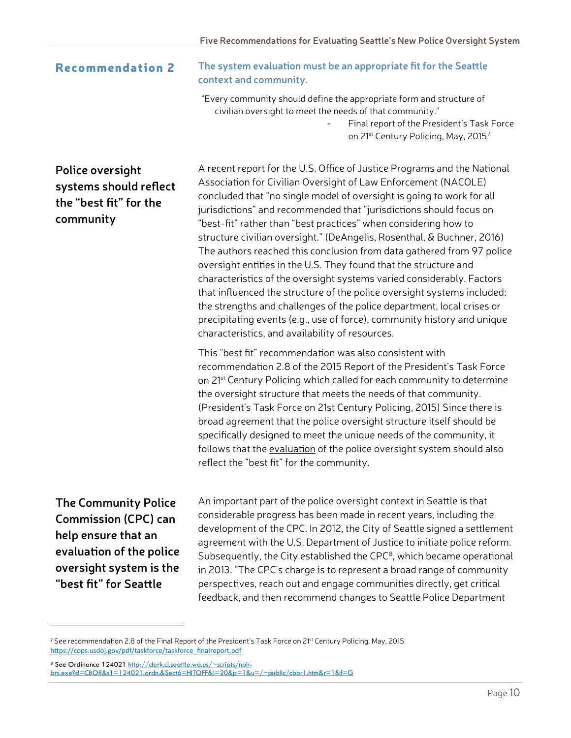## Recommendation 2

### The system evaluation must be an appropriate fit for the Seattle context and community.

"Every community should define the appropriate form and structure of civilian oversight to meet the needs of that community."

- Final report of the President's Task Force on 21st Century Policing, May, 2015[7]

**Police oversight systems should reflect the "best fit" for the community**

A recent report for the U.S. Office of Justice Programs and the National Association for Civilian Oversight of Law Enforcement (NACOLE) concluded that "no single model of oversight is going to work for all jurisdictions" and recommended that "jurisdictions should focus on "best-fit" rather than "best practices" when considering how to structure civilian oversight." (DeAngelis, Rosenthal, & Buchner, 2016) The authors reached this conclusion from data gathered from 97 police oversight entities in the U.S. They found that the structure and characteristics of the oversight systems varied considerably. Factors that influenced the structure of the police oversight systems included: the strengths and challenges of the police department, local crises or precipitating events (e.g., use of force), community history and unique characteristics, and availability of resources.

This "best fit" recommendation was also consistent with recommendation 2.8 of the 2015 Report of the President's Task Force on 21st Century Policing which called for each community to determine the oversight structure that meets the needs of that community. (President's Task Force on 21st Century Policing, 2015) Since there is broad agreement that the police oversight structure itself should be specifically designed to meet the unique needs of the community, it follows that the evaluation of the police oversight system should also reflect the "best fit" for the community.

**The Community Police Commission (CPC) can help ensure that an evaluation of the police oversight system is the "best fit" for Seattle**

An important part of the police oversight context in Seattle is that considerable progress has been made in recent years, including the development of the CPC. In 2012, the City of Seattle signed a settlement agreement with the U.S. Department of Justice to initiate police reform. Subsequently, the City established the CPC[8], which became operational in 2013. "The CPC's charge is to represent a broad range of community perspectives, reach out and engage communities directly, get critical feedback, and then recommend changes to Seattle Police Department

---

[7] See recommendation 2.8 of the Final Report of the President's Task Force on 21st Century Policing, May, 2015 https://cops.usdoj.gov/pdf/taskforce/taskforce_finalreport.pdf

[8] See Ordinance 124021 http://clerk.ci.seattle.wa.us/~scripts/nph-brs.exe?d=CBOR&s1=124021.ordn.&Sect6=HITOFF&l=20&p=1&u=/~public/cbor1.htm&r=1&f=G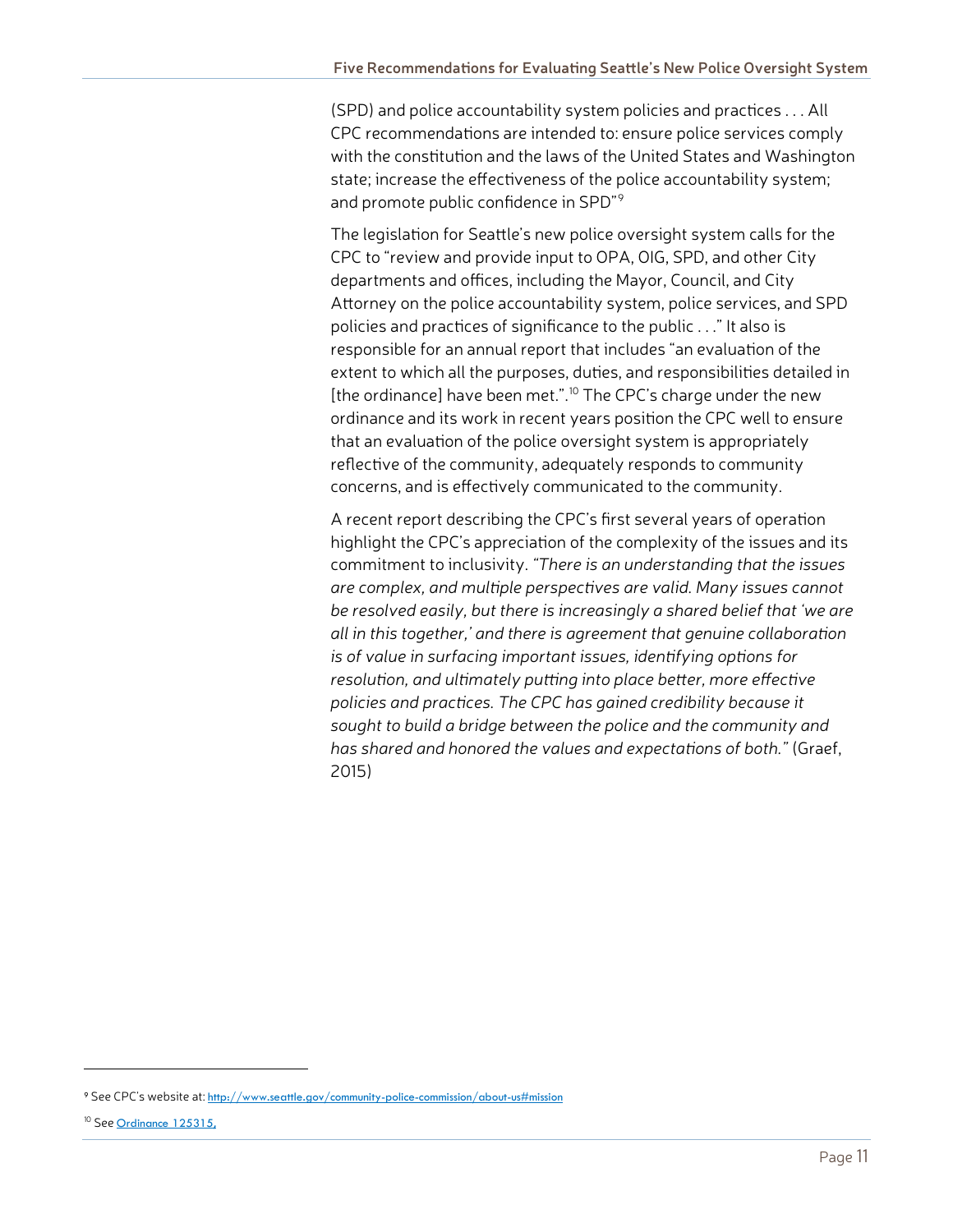(SPD) and police accountability system policies and practices . . . All CPC recommendations are intended to: ensure police services comply with the constitution and the laws of the United States and Washington state; increase the effectiveness of the police accountability system; and promote public confidence in SPD"[9]

The legislation for Seattle's new police oversight system calls for the CPC to "review and provide input to OPA, OIG, SPD, and other City departments and offices, including the Mayor, Council, and City Attorney on the police accountability system, police services, and SPD policies and practices of significance to the public . . ." It also is responsible for an annual report that includes "an evaluation of the extent to which all the purposes, duties, and responsibilities detailed in [the ordinance] have been met.".[10] The CPC's charge under the new ordinance and its work in recent years position the CPC well to ensure that an evaluation of the police oversight system is appropriately reflective of the community, adequately responds to community concerns, and is effectively communicated to the community.

A recent report describing the CPC's first several years of operation highlight the CPC's appreciation of the complexity of the issues and its commitment to inclusivity. *"There is an understanding that the issues are complex, and multiple perspectives are valid. Many issues cannot be resolved easily, but there is increasingly a shared belief that 'we are all in this together,' and there is agreement that genuine collaboration is of value in surfacing important issues, identifying options for resolution, and ultimately putting into place better, more effective policies and practices. The CPC has gained credibility because it sought to build a bridge between the police and the community and has shared and honored the values and expectations of both."* (Graef, 2015)

---

[9] See CPC's website at: http://www.seattle.gov/community-police-commission/about-us#mission

[10] See Ordinance 125315,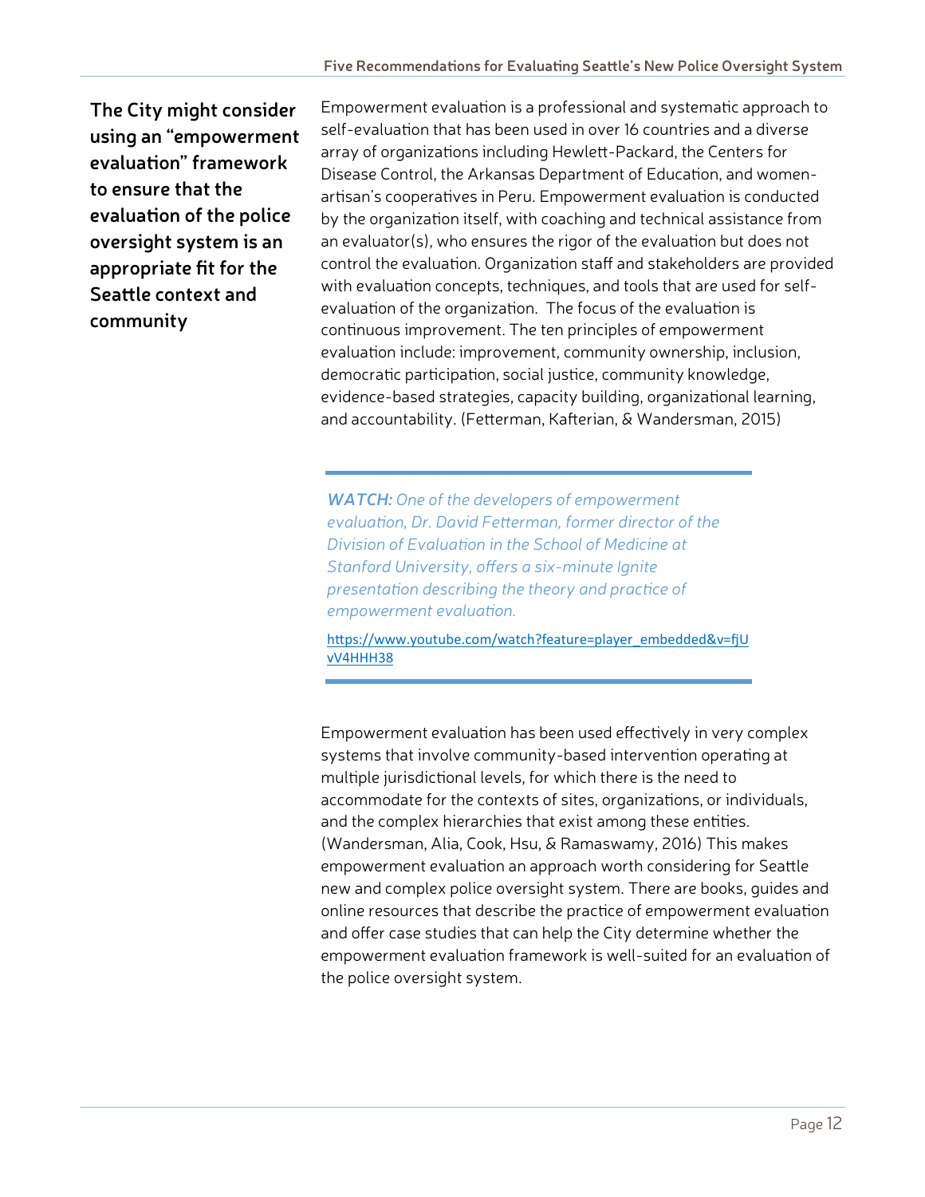**The City might consider using an "empowerment evaluation" framework to ensure that the evaluation of the police oversight system is an appropriate fit for the Seattle context and community**

Empowerment evaluation is a professional and systematic approach to self-evaluation that has been used in over 16 countries and a diverse array of organizations including Hewlett-Packard, the Centers for Disease Control, the Arkansas Department of Education, and women-artisan's cooperatives in Peru. Empowerment evaluation is conducted by the organization itself, with coaching and technical assistance from an evaluator(s), who ensures the rigor of the evaluation but does not control the evaluation. Organization staff and stakeholders are provided with evaluation concepts, techniques, and tools that are used for self-evaluation of the organization. The focus of the evaluation is continuous improvement. The ten principles of empowerment evaluation include: improvement, community ownership, inclusion, democratic participation, social justice, community knowledge, evidence-based strategies, capacity building, organizational learning, and accountability. (Fetterman, Kafterian, & Wandersman, 2015)

---

***WATCH:*** *One of the developers of empowerment evaluation, Dr. David Fetterman, former director of the Division of Evaluation in the School of Medicine at Stanford University, offers a six-minute Ignite presentation describing the theory and practice of empowerment evaluation.*

https://www.youtube.com/watch?feature=player_embedded&v=fjUvV4HHH38

---

Empowerment evaluation has been used effectively in very complex systems that involve community-based intervention operating at multiple jurisdictional levels, for which there is the need to accommodate for the contexts of sites, organizations, or individuals, and the complex hierarchies that exist among these entities. (Wandersman, Alia, Cook, Hsu, & Ramaswamy, 2016) This makes empowerment evaluation an approach worth considering for Seattle new and complex police oversight system. There are books, guides and online resources that describe the practice of empowerment evaluation and offer case studies that can help the City determine whether the empowerment evaluation framework is well-suited for an evaluation of the police oversight system.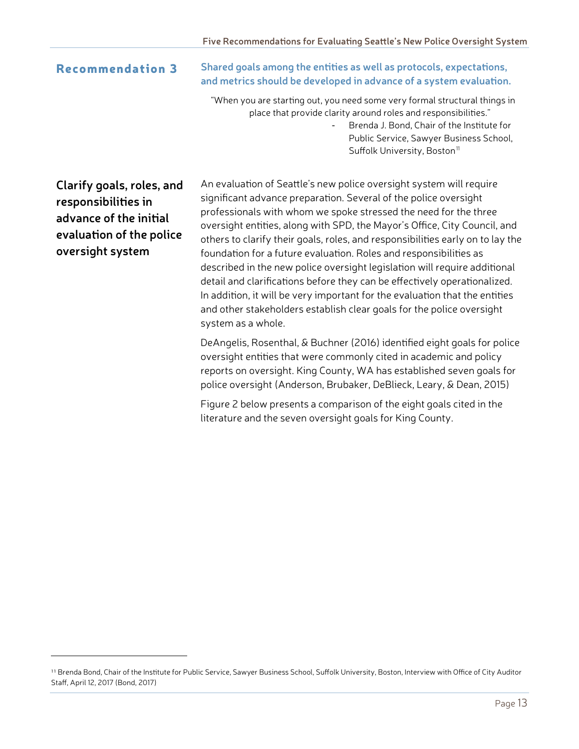## Recommendation 3

**Shared goals among the entities as well as protocols, expectations, and metrics should be developed in advance of a system evaluation.**

> "When you are starting out, you need some very formal structural things in place that provide clarity around roles and responsibilities."
>
> - Brenda J. Bond, Chair of the Institute for Public Service, Sawyer Business School, Suffolk University, Boston[11]

### Clarify goals, roles, and responsibilities in advance of the initial evaluation of the police oversight system

An evaluation of Seattle's new police oversight system will require significant advance preparation. Several of the police oversight professionals with whom we spoke stressed the need for the three oversight entities, along with SPD, the Mayor's Office, City Council, and others to clarify their goals, roles, and responsibilities early on to lay the foundation for a future evaluation. Roles and responsibilities as described in the new police oversight legislation will require additional detail and clarifications before they can be effectively operationalized. In addition, it will be very important for the evaluation that the entities and other stakeholders establish clear goals for the police oversight system as a whole.

DeAngelis, Rosenthal, & Buchner (2016) identified eight goals for police oversight entities that were commonly cited in academic and policy reports on oversight. King County, WA has established seven goals for police oversight (Anderson, Brubaker, DeBlieck, Leary, & Dean, 2015)

Figure 2 below presents a comparison of the eight goals cited in the literature and the seven oversight goals for King County.

---

[11] Brenda Bond, Chair of the Institute for Public Service, Sawyer Business School, Suffolk University, Boston, Interview with Office of City Auditor Staff, April 12, 2017 (Bond, 2017)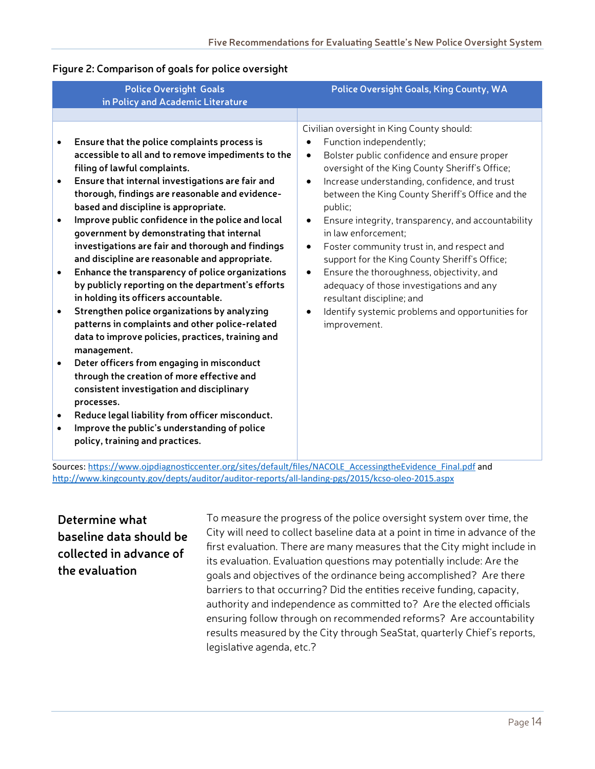**Figure 2: Comparison of goals for police oversight**

| Police Oversight Goals in Policy and Academic Literature | Police Oversight Goals, King County, WA |
|---|---|
| | |
| • **Ensure that the police complaints process is accessible to all and to remove impediments to the filing of lawful complaints.**<br>• **Ensure that internal investigations are fair and thorough, findings are reasonable and evidence-based and discipline is appropriate.**<br>• **Improve public confidence in the police and local government by demonstrating that internal investigations are fair and thorough and findings and discipline are reasonable and appropriate.**<br>• **Enhance the transparency of police organizations by publicly reporting on the department's efforts in holding its officers accountable.**<br>• **Strengthen police organizations by analyzing patterns in complaints and other police-related data to improve policies, practices, training and management.**<br>• **Deter officers from engaging in misconduct through the creation of more effective and consistent investigation and disciplinary processes.**<br>• **Reduce legal liability from officer misconduct.**<br>• **Improve the public's understanding of police policy, training and practices.** | Civilian oversight in King County should:<br>• Function independently;<br>• Bolster public confidence and ensure proper oversight of the King County Sheriff's Office;<br>• Increase understanding, confidence, and trust between the King County Sheriff's Office and the public;<br>• Ensure integrity, transparency, and accountability in law enforcement;<br>• Foster community trust in, and respect and support for the King County Sheriff's Office;<br>• Ensure the thoroughness, objectivity, and adequacy of those investigations and any resultant discipline; and<br>• Identify systemic problems and opportunities for improvement. |

Sources: https://www.ojpdiagnosticcenter.org/sites/default/files/NACOLE_AccessingtheEvidence_Final.pdf and http://www.kingcounty.gov/depts/auditor/auditor-reports/all-landing-pgs/2015/kcso-oleo-2015.aspx

## Determine what baseline data should be collected in advance of the evaluation

To measure the progress of the police oversight system over time, the City will need to collect baseline data at a point in time in advance of the first evaluation. There are many measures that the City might include in its evaluation. Evaluation questions may potentially include: Are the goals and objectives of the ordinance being accomplished? Are there barriers to that occurring? Did the entities receive funding, capacity, authority and independence as committed to? Are the elected officials ensuring follow through on recommended reforms? Are accountability results measured by the City through SeaStat, quarterly Chief's reports, legislative agenda, etc.?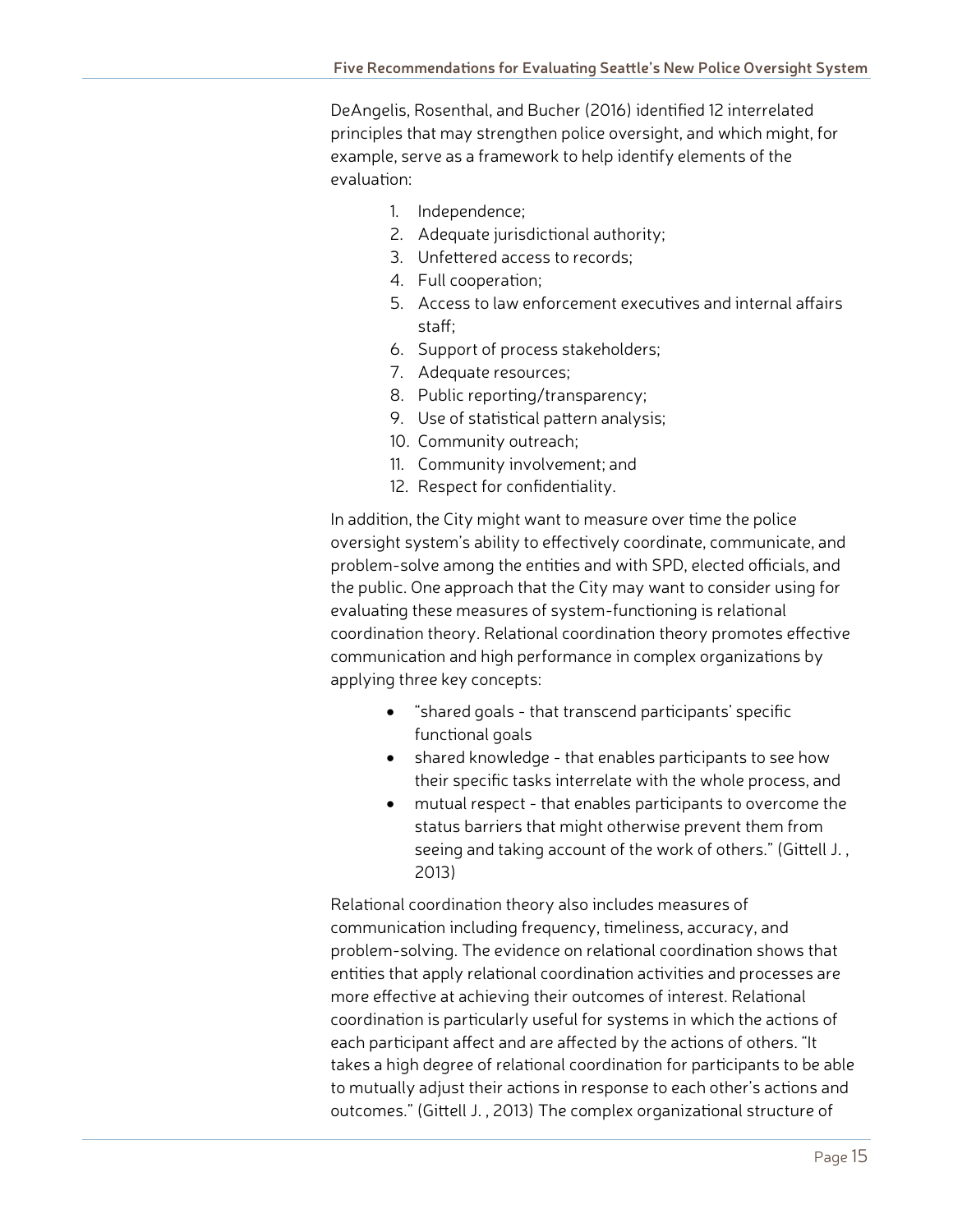DeAngelis, Rosenthal, and Bucher (2016) identified 12 interrelated principles that may strengthen police oversight, and which might, for example, serve as a framework to help identify elements of the evaluation:

1. Independence;
2. Adequate jurisdictional authority;
3. Unfettered access to records;
4. Full cooperation;
5. Access to law enforcement executives and internal affairs staff;
6. Support of process stakeholders;
7. Adequate resources;
8. Public reporting/transparency;
9. Use of statistical pattern analysis;
10. Community outreach;
11. Community involvement; and
12. Respect for confidentiality.

In addition, the City might want to measure over time the police oversight system's ability to effectively coordinate, communicate, and problem-solve among the entities and with SPD, elected officials, and the public. One approach that the City may want to consider using for evaluating these measures of system-functioning is relational coordination theory. Relational coordination theory promotes effective communication and high performance in complex organizations by applying three key concepts:

- "shared goals - that transcend participants' specific functional goals
- shared knowledge - that enables participants to see how their specific tasks interrelate with the whole process, and
- mutual respect - that enables participants to overcome the status barriers that might otherwise prevent them from seeing and taking account of the work of others." (Gittell J. , 2013)

Relational coordination theory also includes measures of communication including frequency, timeliness, accuracy, and problem-solving. The evidence on relational coordination shows that entities that apply relational coordination activities and processes are more effective at achieving their outcomes of interest. Relational coordination is particularly useful for systems in which the actions of each participant affect and are affected by the actions of others. "It takes a high degree of relational coordination for participants to be able to mutually adjust their actions in response to each other's actions and outcomes." (Gittell J. , 2013) The complex organizational structure of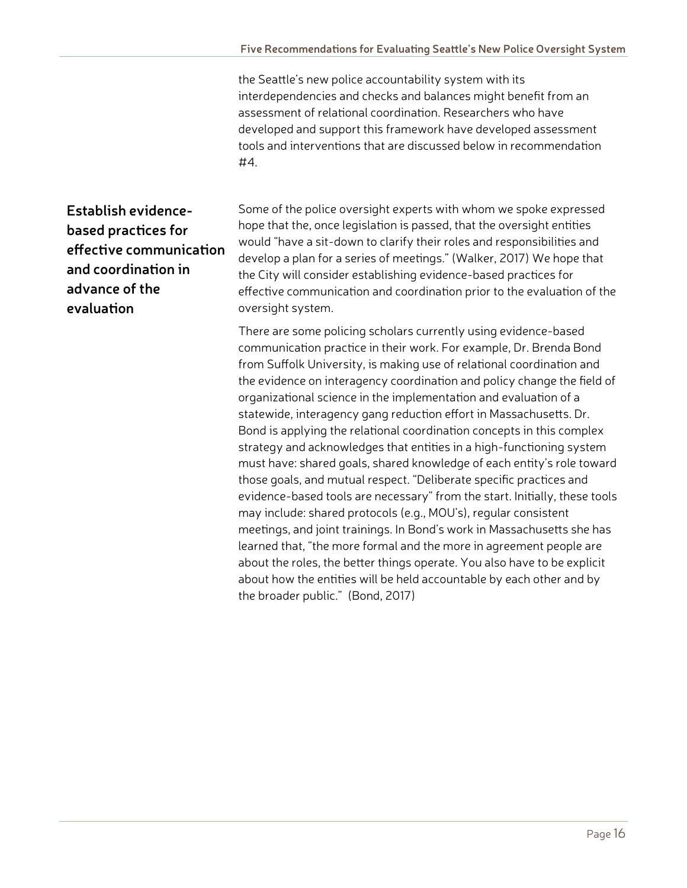the Seattle's new police accountability system with its interdependencies and checks and balances might benefit from an assessment of relational coordination. Researchers who have developed and support this framework have developed assessment tools and interventions that are discussed below in recommendation #4.

## Establish evidence-based practices for effective communication and coordination in advance of the evaluation

Some of the police oversight experts with whom we spoke expressed hope that the, once legislation is passed, that the oversight entities would "have a sit-down to clarify their roles and responsibilities and develop a plan for a series of meetings." (Walker, 2017) We hope that the City will consider establishing evidence-based practices for effective communication and coordination prior to the evaluation of the oversight system.

There are some policing scholars currently using evidence-based communication practice in their work. For example, Dr. Brenda Bond from Suffolk University, is making use of relational coordination and the evidence on interagency coordination and policy change the field of organizational science in the implementation and evaluation of a statewide, interagency gang reduction effort in Massachusetts. Dr. Bond is applying the relational coordination concepts in this complex strategy and acknowledges that entities in a high-functioning system must have: shared goals, shared knowledge of each entity's role toward those goals, and mutual respect. "Deliberate specific practices and evidence-based tools are necessary" from the start. Initially, these tools may include: shared protocols (e.g., MOU's), regular consistent meetings, and joint trainings. In Bond's work in Massachusetts she has learned that, "the more formal and the more in agreement people are about the roles, the better things operate. You also have to be explicit about how the entities will be held accountable by each other and by the broader public." (Bond, 2017)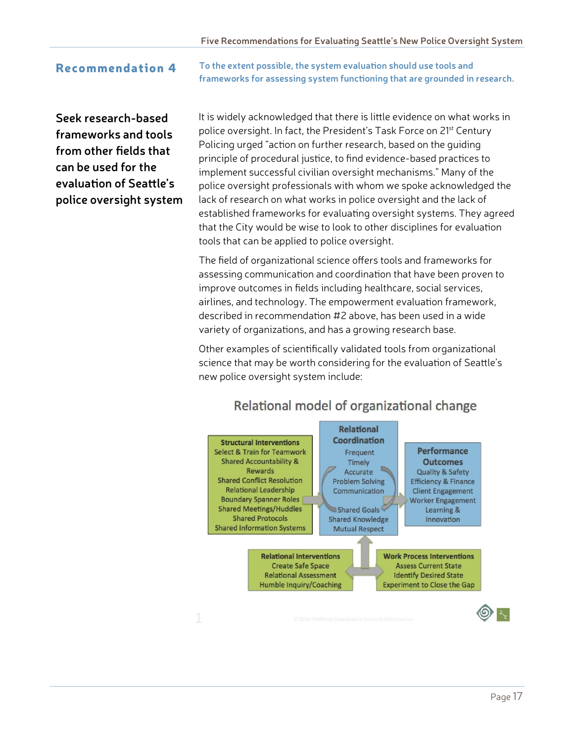## Recommendation 4

**To the extent possible, the system evaluation should use tools and frameworks for assessing system functioning that are grounded in research.**

### Seek research-based frameworks and tools from other fields that can be used for the evaluation of Seattle's police oversight system

It is widely acknowledged that there is little evidence on what works in police oversight. In fact, the President's Task Force on 21st Century Policing urged "action on further research, based on the guiding principle of procedural justice, to find evidence-based practices to implement successful civilian oversight mechanisms." Many of the police oversight professionals with whom we spoke acknowledged the lack of research on what works in police oversight and the lack of established frameworks for evaluating oversight systems. They agreed that the City would be wise to look to other disciplines for evaluation tools that can be applied to police oversight.

The field of organizational science offers tools and frameworks for assessing communication and coordination that have been proven to improve outcomes in fields including healthcare, social services, airlines, and technology. The empowerment evaluation framework, described in recommendation #2 above, has been used in a wide variety of organizations, and has a growing research base.

Other examples of scientifically validated tools from organizational science that may be worth considering for the evaluation of Seattle's new police oversight system include:

**Relational model of organizational change**

**Structural Interventions**
- Select & Train for Teamwork
- Shared Accountability & Rewards
- Shared Conflict Resolution
- Relational Leadership
- Boundary Spanner Roles
- Shared Meetings/Huddles
- Shared Protocols
- Shared Information Systems

**Relational Coordination**
- Frequent
- Timely
- Accurate
- Problem Solving
- Communication
- Shared Goals
- Shared Knowledge
- Mutual Respect

**Performance Outcomes**
- Quality & Safety
- Efficiency & Finance
- Client Engagement
- Worker Engagement
- Learning & Innovation

**Relational Interventions**
- Create Safe Space
- Relational Assessment
- Humble Inquiry/Coaching

**Work Process Interventions**
- Assess Current State
- Identify Desired State
- Experiment to Close the Gap

© 2014 Relational Coordination Research Collaborative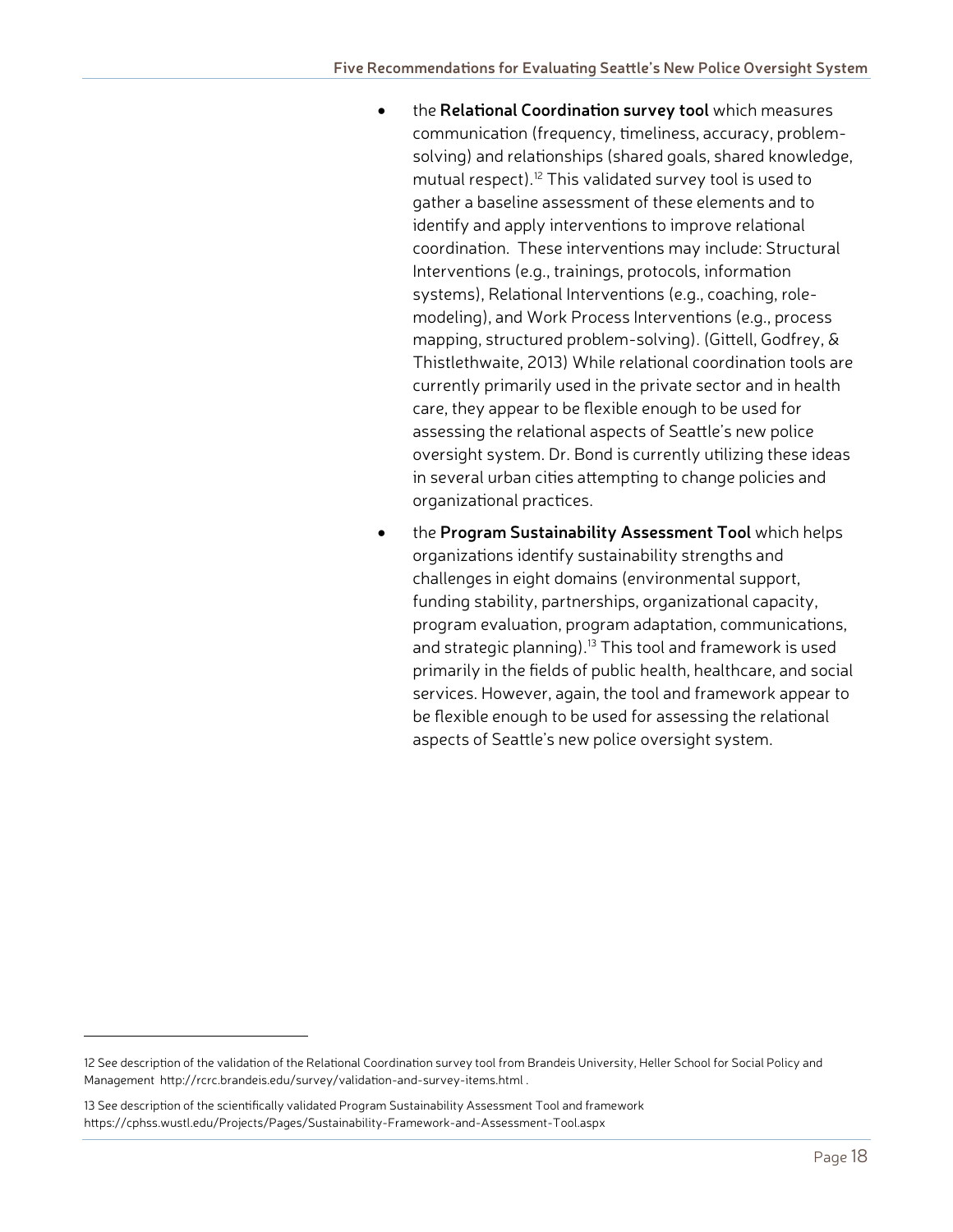- the **Relational Coordination survey tool** which measures communication (frequency, timeliness, accuracy, problem-solving) and relationships (shared goals, shared knowledge, mutual respect).[12] This validated survey tool is used to gather a baseline assessment of these elements and to identify and apply interventions to improve relational coordination. These interventions may include: Structural Interventions (e.g., trainings, protocols, information systems), Relational Interventions (e.g., coaching, role-modeling), and Work Process Interventions (e.g., process mapping, structured problem-solving). (Gittell, Godfrey, & Thistlethwaite, 2013) While relational coordination tools are currently primarily used in the private sector and in health care, they appear to be flexible enough to be used for assessing the relational aspects of Seattle's new police oversight system. Dr. Bond is currently utilizing these ideas in several urban cities attempting to change policies and organizational practices.
- the **Program Sustainability Assessment Tool** which helps organizations identify sustainability strengths and challenges in eight domains (environmental support, funding stability, partnerships, organizational capacity, program evaluation, program adaptation, communications, and strategic planning).[13] This tool and framework is used primarily in the fields of public health, healthcare, and social services. However, again, the tool and framework appear to be flexible enough to be used for assessing the relational aspects of Seattle's new police oversight system.

---

12 See description of the validation of the Relational Coordination survey tool from Brandeis University, Heller School for Social Policy and Management http://rcrc.brandeis.edu/survey/validation-and-survey-items.html .

13 See description of the scientifically validated Program Sustainability Assessment Tool and framework https://cphss.wustl.edu/Projects/Pages/Sustainability-Framework-and-Assessment-Tool.aspx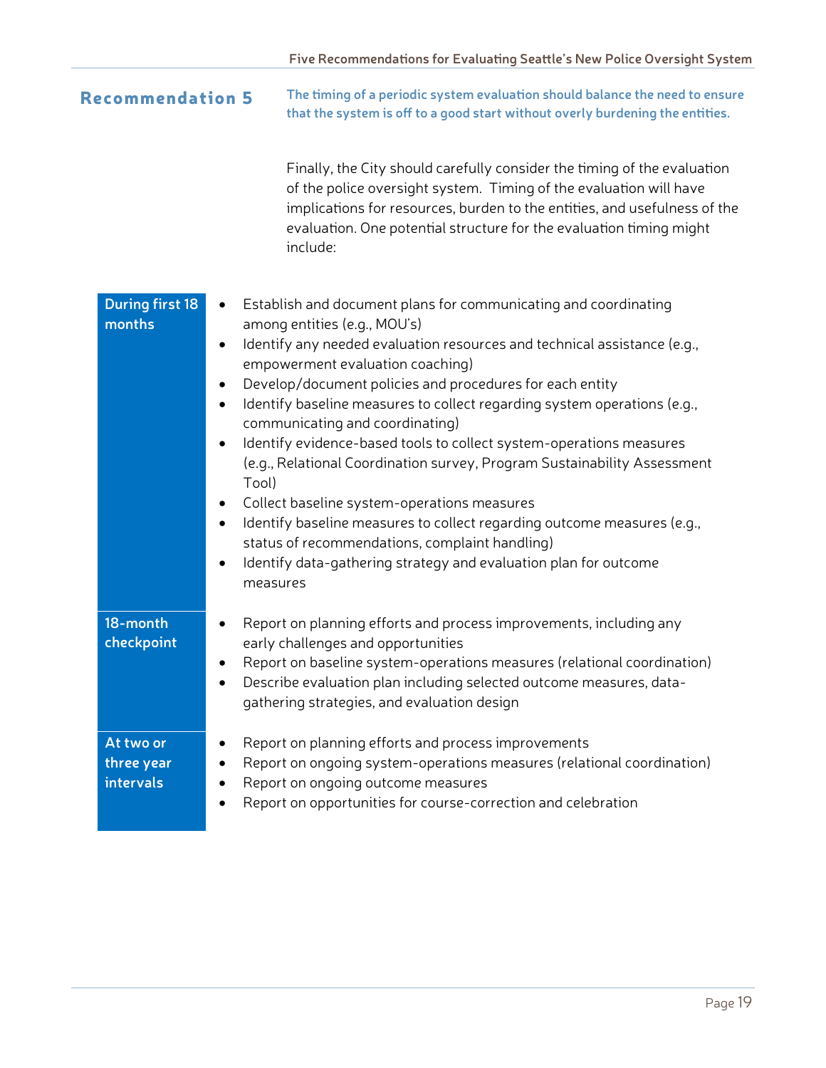## Recommendation 5

**The timing of a periodic system evaluation should balance the need to ensure that the system is off to a good start without overly burdening the entities.**

Finally, the City should carefully consider the timing of the evaluation of the police oversight system. Timing of the evaluation will have implications for resources, burden to the entities, and usefulness of the evaluation. One potential structure for the evaluation timing might include:

| Timing | Activities |
| --- | --- |
| **During first 18 months** | • Establish and document plans for communicating and coordinating among entities (e.g., MOU's)<br>• Identify any needed evaluation resources and technical assistance (e.g., empowerment evaluation coaching)<br>• Develop/document policies and procedures for each entity<br>• Identify baseline measures to collect regarding system operations (e.g., communicating and coordinating)<br>• Identify evidence-based tools to collect system-operations measures (e.g., Relational Coordination survey, Program Sustainability Assessment Tool)<br>• Collect baseline system-operations measures<br>• Identify baseline measures to collect regarding outcome measures (e.g., status of recommendations, complaint handling)<br>• Identify data-gathering strategy and evaluation plan for outcome measures |
| **18-month checkpoint** | • Report on planning efforts and process improvements, including any early challenges and opportunities<br>• Report on baseline system-operations measures (relational coordination)<br>• Describe evaluation plan including selected outcome measures, data-gathering strategies, and evaluation design |
| **At two or three year intervals** | • Report on planning efforts and process improvements<br>• Report on ongoing system-operations measures (relational coordination)<br>• Report on ongoing outcome measures<br>• Report on opportunities for course-correction and celebration |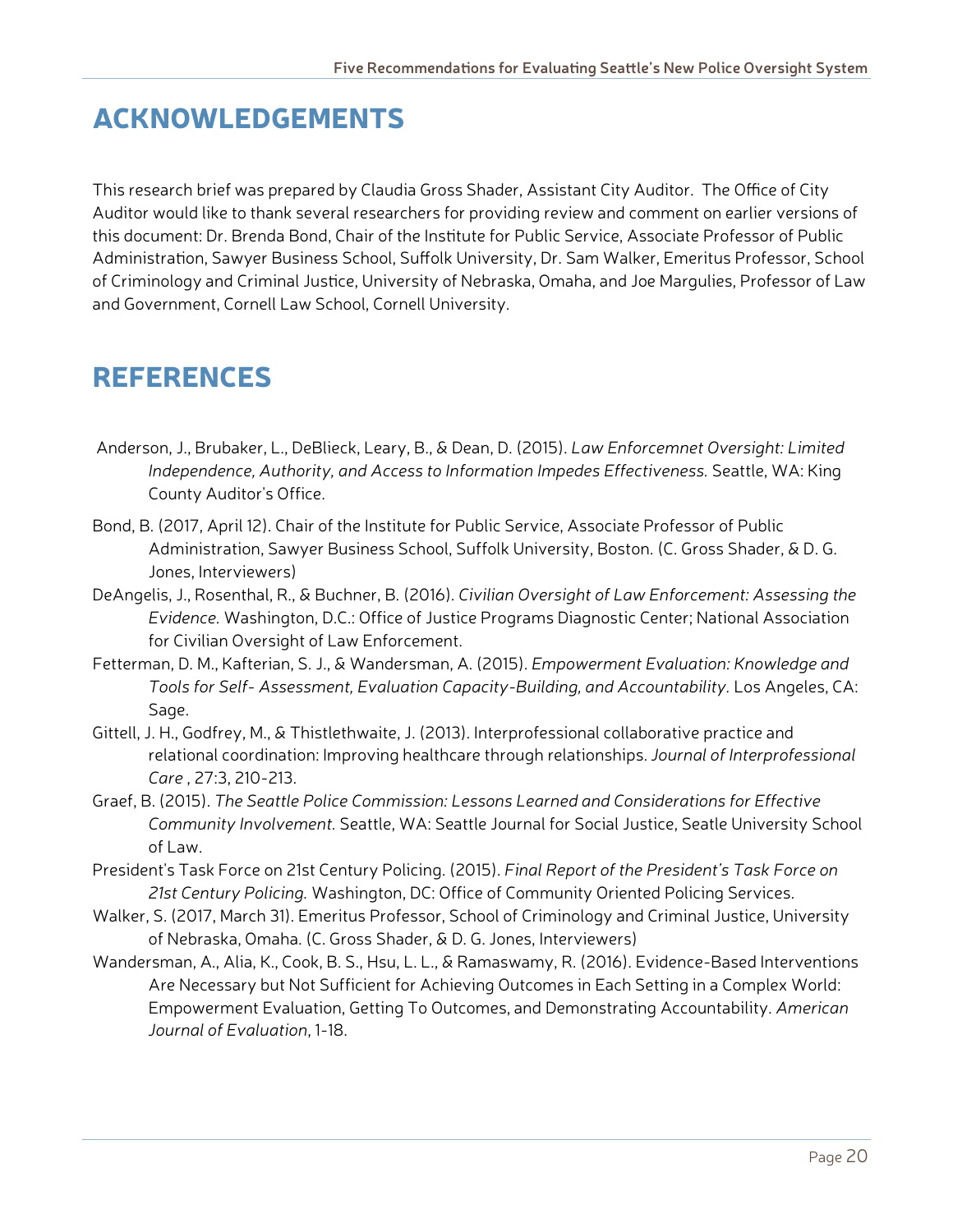# ACKNOWLEDGEMENTS

This research brief was prepared by Claudia Gross Shader, Assistant City Auditor. The Office of City Auditor would like to thank several researchers for providing review and comment on earlier versions of this document: Dr. Brenda Bond, Chair of the Institute for Public Service, Associate Professor of Public Administration, Sawyer Business School, Suffolk University, Dr. Sam Walker, Emeritus Professor, School of Criminology and Criminal Justice, University of Nebraska, Omaha, and Joe Margulies, Professor of Law and Government, Cornell Law School, Cornell University.

# REFERENCES

Anderson, J., Brubaker, L., DeBlieck, Leary, B., & Dean, D. (2015). *Law Enforcemnet Oversight: Limited Independence, Authority, and Access to Information Impedes Effectiveness.* Seattle, WA: King County Auditor's Office.

Bond, B. (2017, April 12). Chair of the Institute for Public Service, Associate Professor of Public Administration, Sawyer Business School, Suffolk University, Boston. (C. Gross Shader, & D. G. Jones, Interviewers)

DeAngelis, J., Rosenthal, R., & Buchner, B. (2016). *Civilian Oversight of Law Enforcement: Assessing the Evidence.* Washington, D.C.: Office of Justice Programs Diagnostic Center; National Association for Civilian Oversight of Law Enforcement.

Fetterman, D. M., Kafterian, S. J., & Wandersman, A. (2015). *Empowerment Evaluation: Knowledge and Tools for Self- Assessment, Evaluation Capacity-Building, and Accountability.* Los Angeles, CA: Sage.

Gittell, J. H., Godfrey, M., & Thistlethwaite, J. (2013). Interprofessional collaborative practice and relational coordination: Improving healthcare through relationships. *Journal of Interprofessional Care* , 27:3, 210-213.

Graef, B. (2015). *The Seattle Police Commission: Lessons Learned and Considerations for Effective Community Involvement.* Seattle, WA: Seattle Journal for Social Justice, Seatle University School of Law.

President's Task Force on 21st Century Policing. (2015). *Final Report of the President's Task Force on 21st Century Policing.* Washington, DC: Office of Community Oriented Policing Services.

Walker, S. (2017, March 31). Emeritus Professor, School of Criminology and Criminal Justice, University of Nebraska, Omaha. (C. Gross Shader, & D. G. Jones, Interviewers)

Wandersman, A., Alia, K., Cook, B. S., Hsu, L. L., & Ramaswamy, R. (2016). Evidence-Based Interventions Are Necessary but Not Sufficient for Achieving Outcomes in Each Setting in a Complex World: Empowerment Evaluation, Getting To Outcomes, and Demonstrating Accountability. *American Journal of Evaluation*, 1-18.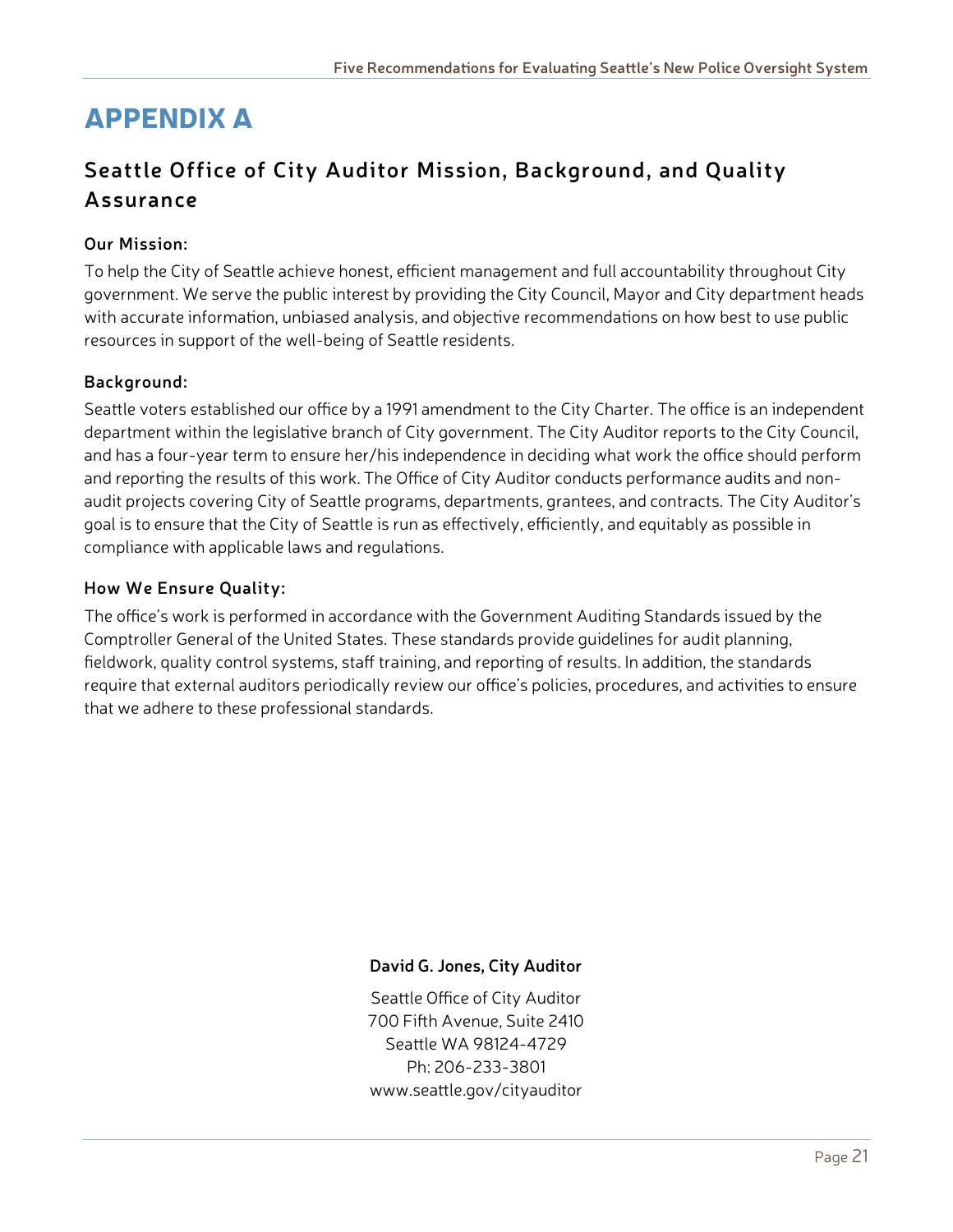# APPENDIX A

## Seattle Office of City Auditor Mission, Background, and Quality Assurance

### Our Mission:

To help the City of Seattle achieve honest, efficient management and full accountability throughout City government. We serve the public interest by providing the City Council, Mayor and City department heads with accurate information, unbiased analysis, and objective recommendations on how best to use public resources in support of the well-being of Seattle residents.

### Background:

Seattle voters established our office by a 1991 amendment to the City Charter. The office is an independent department within the legislative branch of City government. The City Auditor reports to the City Council, and has a four-year term to ensure her/his independence in deciding what work the office should perform and reporting the results of this work. The Office of City Auditor conducts performance audits and non-audit projects covering City of Seattle programs, departments, grantees, and contracts. The City Auditor's goal is to ensure that the City of Seattle is run as effectively, efficiently, and equitably as possible in compliance with applicable laws and regulations.

### How We Ensure Quality:

The office's work is performed in accordance with the Government Auditing Standards issued by the Comptroller General of the United States. These standards provide guidelines for audit planning, fieldwork, quality control systems, staff training, and reporting of results. In addition, the standards require that external auditors periodically review our office's policies, procedures, and activities to ensure that we adhere to these professional standards.

**David G. Jones, City Auditor**

Seattle Office of City Auditor
700 Fifth Avenue, Suite 2410
Seattle WA 98124-4729
Ph: 206-233-3801
www.seattle.gov/cityauditor